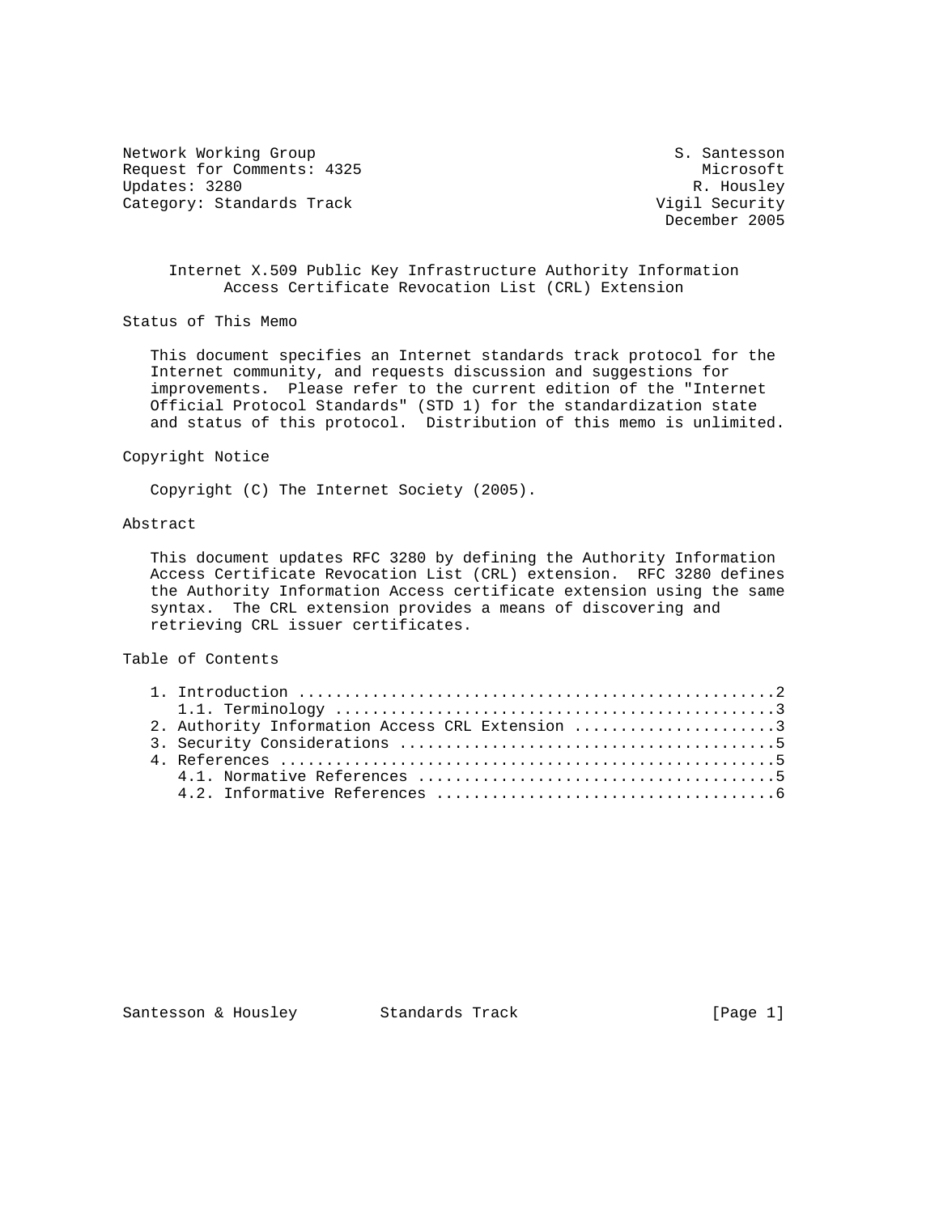Network Working Group S. Santesson
Request for Comments: 4325 Microsoft
Updates: 3280 R. Housley
Category: Standards Track Vigil Security
December 2005

# Internet X.509 Public Key Infrastructure Authority Information Access Certificate Revocation List (CRL) Extension

## Status of This Memo

This document specifies an Internet standards track protocol for the Internet community, and requests discussion and suggestions for improvements. Please refer to the current edition of the "Internet Official Protocol Standards" (STD 1) for the standardization state and status of this protocol. Distribution of this memo is unlimited.

## Copyright Notice

Copyright (C) The Internet Society (2005).

## Abstract

This document updates RFC 3280 by defining the Authority Information Access Certificate Revocation List (CRL) extension. RFC 3280 defines the Authority Information Access certificate extension using the same syntax. The CRL extension provides a means of discovering and retrieving CRL issuer certificates.

## Table of Contents

1. Introduction ....................................................2
   1.1. Terminology ................................................3
2. Authority Information Access CRL Extension ......................3
3. Security Considerations .........................................5
4. References ......................................................5
   4.1. Normative References .......................................5
   4.2. Informative References .....................................6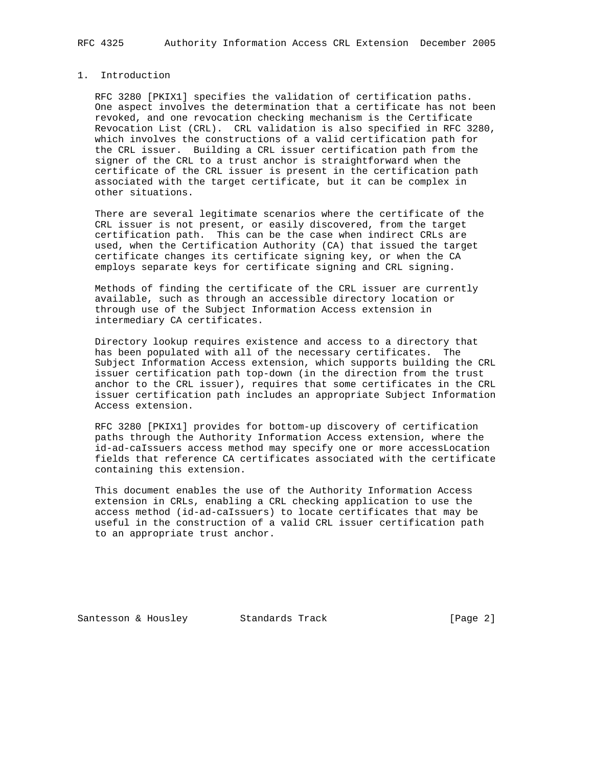## 1. Introduction

RFC 3280 [PKIX1] specifies the validation of certification paths. One aspect involves the determination that a certificate has not been revoked, and one revocation checking mechanism is the Certificate Revocation List (CRL). CRL validation is also specified in RFC 3280, which involves the constructions of a valid certification path for the CRL issuer. Building a CRL issuer certification path from the signer of the CRL to a trust anchor is straightforward when the certificate of the CRL issuer is present in the certification path associated with the target certificate, but it can be complex in other situations.

There are several legitimate scenarios where the certificate of the CRL issuer is not present, or easily discovered, from the target certification path. This can be the case when indirect CRLs are used, when the Certification Authority (CA) that issued the target certificate changes its certificate signing key, or when the CA employs separate keys for certificate signing and CRL signing.

Methods of finding the certificate of the CRL issuer are currently available, such as through an accessible directory location or through use of the Subject Information Access extension in intermediary CA certificates.

Directory lookup requires existence and access to a directory that has been populated with all of the necessary certificates. The Subject Information Access extension, which supports building the CRL issuer certification path top-down (in the direction from the trust anchor to the CRL issuer), requires that some certificates in the CRL issuer certification path includes an appropriate Subject Information Access extension.

RFC 3280 [PKIX1] provides for bottom-up discovery of certification paths through the Authority Information Access extension, where the id-ad-caIssuers access method may specify one or more accessLocation fields that reference CA certificates associated with the certificate containing this extension.

This document enables the use of the Authority Information Access extension in CRLs, enabling a CRL checking application to use the access method (id-ad-caIssuers) to locate certificates that may be useful in the construction of a valid CRL issuer certification path to an appropriate trust anchor.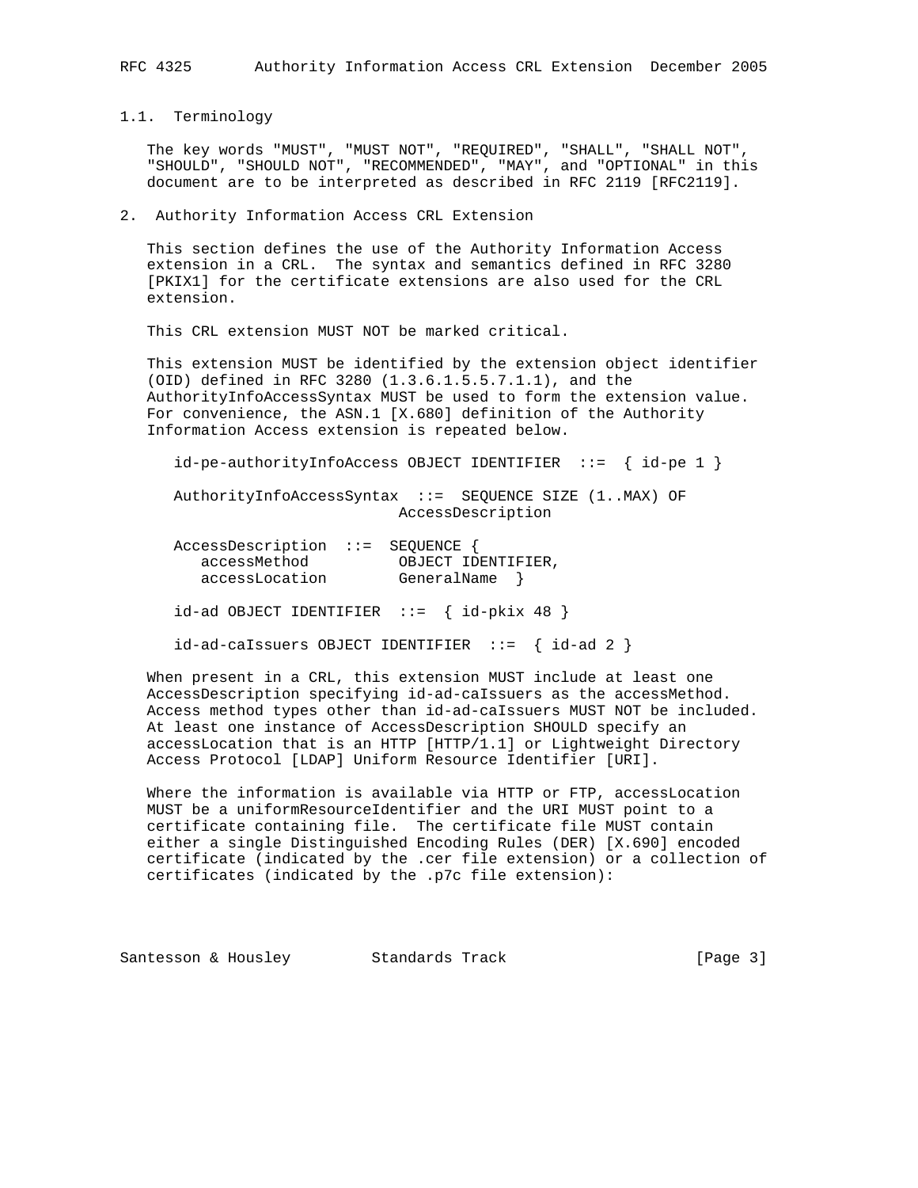### 1.1. Terminology

The key words "MUST", "MUST NOT", "REQUIRED", "SHALL", "SHALL NOT", "SHOULD", "SHOULD NOT", "RECOMMENDED", "MAY", and "OPTIONAL" in this document are to be interpreted as described in RFC 2119 [RFC2119].

## 2. Authority Information Access CRL Extension

This section defines the use of the Authority Information Access extension in a CRL. The syntax and semantics defined in RFC 3280 [PKIX1] for the certificate extensions are also used for the CRL extension.

This CRL extension MUST NOT be marked critical.

This extension MUST be identified by the extension object identifier (OID) defined in RFC 3280 (1.3.6.1.5.5.7.1.1), and the AuthorityInfoAccessSyntax MUST be used to form the extension value. For convenience, the ASN.1 [X.680] definition of the Authority Information Access extension is repeated below.

```
id-pe-authorityInfoAccess OBJECT IDENTIFIER  ::=  { id-pe 1 }

AuthorityInfoAccessSyntax  ::=  SEQUENCE SIZE (1..MAX) OF
                          AccessDescription

AccessDescription  ::=  SEQUENCE {
   accessMethod          OBJECT IDENTIFIER,
   accessLocation        GeneralName  }

id-ad OBJECT IDENTIFIER  ::=  { id-pkix 48 }

id-ad-caIssuers OBJECT IDENTIFIER  ::=  { id-ad 2 }
```

When present in a CRL, this extension MUST include at least one AccessDescription specifying id-ad-caIssuers as the accessMethod. Access method types other than id-ad-caIssuers MUST NOT be included. At least one instance of AccessDescription SHOULD specify an accessLocation that is an HTTP [HTTP/1.1] or Lightweight Directory Access Protocol [LDAP] Uniform Resource Identifier [URI].

Where the information is available via HTTP or FTP, accessLocation MUST be a uniformResourceIdentifier and the URI MUST point to a certificate containing file. The certificate file MUST contain either a single Distinguished Encoding Rules (DER) [X.690] encoded certificate (indicated by the .cer file extension) or a collection of certificates (indicated by the .p7c file extension):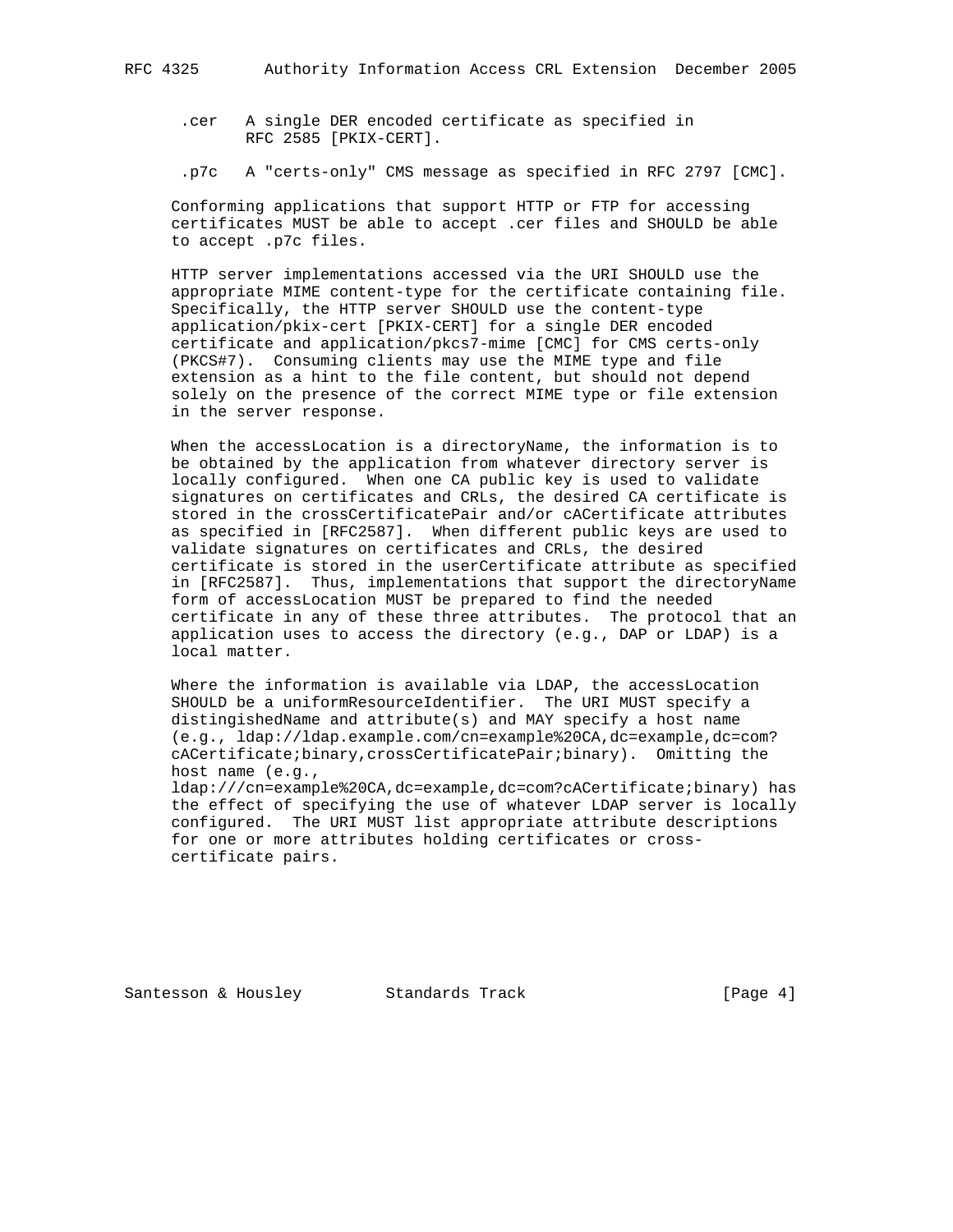.cer A single DER encoded certificate as specified in RFC 2585 [PKIX-CERT].

.p7c A "certs-only" CMS message as specified in RFC 2797 [CMC].

Conforming applications that support HTTP or FTP for accessing certificates MUST be able to accept .cer files and SHOULD be able to accept .p7c files.

HTTP server implementations accessed via the URI SHOULD use the appropriate MIME content-type for the certificate containing file. Specifically, the HTTP server SHOULD use the content-type application/pkix-cert [PKIX-CERT] for a single DER encoded certificate and application/pkcs7-mime [CMC] for CMS certs-only (PKCS#7). Consuming clients may use the MIME type and file extension as a hint to the file content, but should not depend solely on the presence of the correct MIME type or file extension in the server response.

When the accessLocation is a directoryName, the information is to be obtained by the application from whatever directory server is locally configured. When one CA public key is used to validate signatures on certificates and CRLs, the desired CA certificate is stored in the crossCertificatePair and/or cACertificate attributes as specified in [RFC2587]. When different public keys are used to validate signatures on certificates and CRLs, the desired certificate is stored in the userCertificate attribute as specified in [RFC2587]. Thus, implementations that support the directoryName form of accessLocation MUST be prepared to find the needed certificate in any of these three attributes. The protocol that an application uses to access the directory (e.g., DAP or LDAP) is a local matter.

Where the information is available via LDAP, the accessLocation SHOULD be a uniformResourceIdentifier. The URI MUST specify a distinguishedName and attribute(s) and MAY specify a host name (e.g., ldap://ldap.example.com/cn=example%20CA,dc=example,dc=com?cACertificate;binary,crossCertificatePair;binary). Omitting the host name (e.g., ldap:///cn=example%20CA,dc=example,dc=com?cACertificate;binary) has the effect of specifying the use of whatever LDAP server is locally configured. The URI MUST list appropriate attribute descriptions for one or more attributes holding certificates or cross-certificate pairs.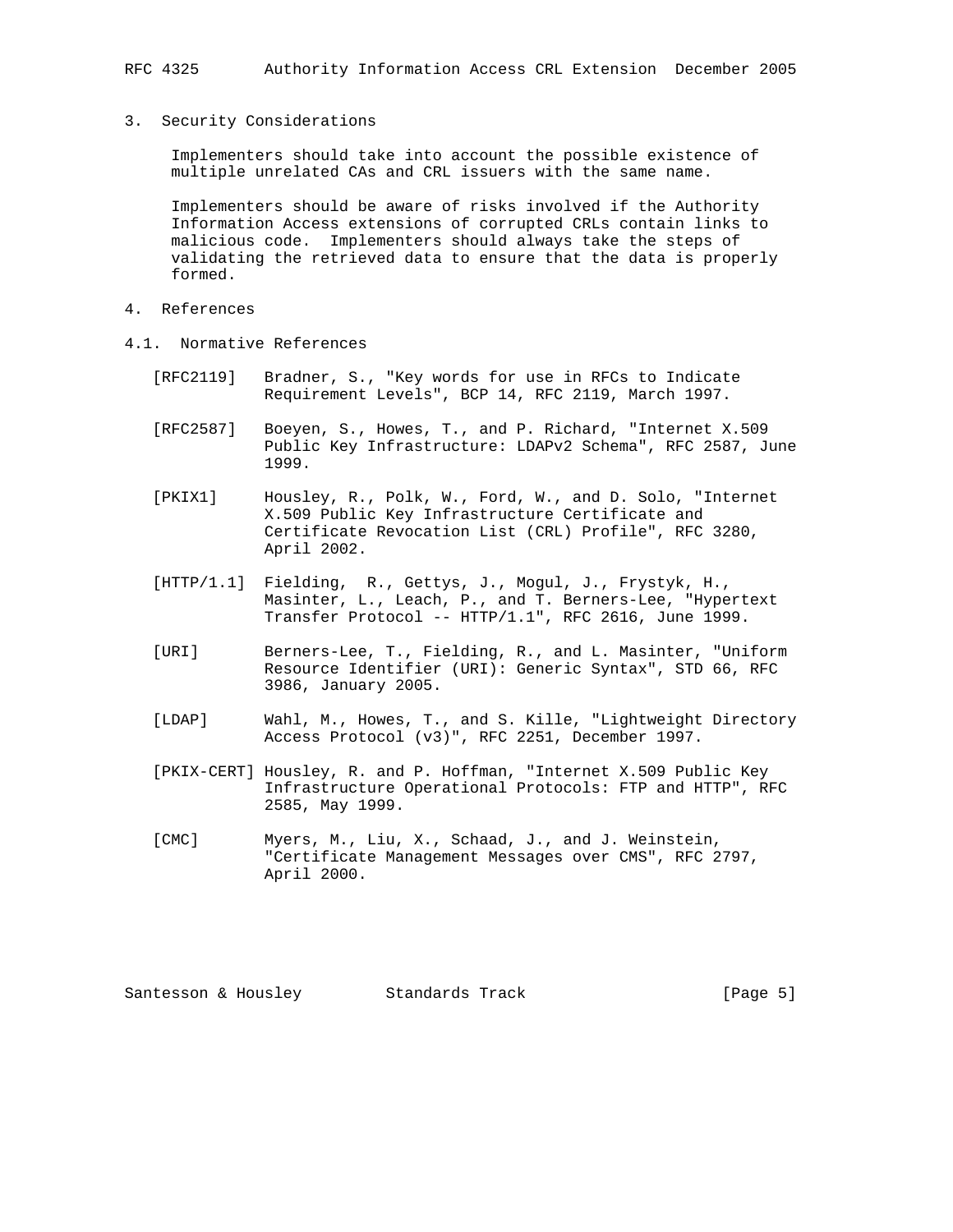## 3. Security Considerations

Implementers should take into account the possible existence of multiple unrelated CAs and CRL issuers with the same name.

Implementers should be aware of risks involved if the Authority Information Access extensions of corrupted CRLs contain links to malicious code. Implementers should always take the steps of validating the retrieved data to ensure that the data is properly formed.

## 4. References

### 4.1. Normative References

[RFC2119] Bradner, S., "Key words for use in RFCs to Indicate Requirement Levels", BCP 14, RFC 2119, March 1997.

[RFC2587] Boeyen, S., Howes, T., and P. Richard, "Internet X.509 Public Key Infrastructure: LDAPv2 Schema", RFC 2587, June 1999.

[PKIX1] Housley, R., Polk, W., Ford, W., and D. Solo, "Internet X.509 Public Key Infrastructure Certificate and Certificate Revocation List (CRL) Profile", RFC 3280, April 2002.

[HTTP/1.1] Fielding, R., Gettys, J., Mogul, J., Frystyk, H., Masinter, L., Leach, P., and T. Berners-Lee, "Hypertext Transfer Protocol -- HTTP/1.1", RFC 2616, June 1999.

[URI] Berners-Lee, T., Fielding, R., and L. Masinter, "Uniform Resource Identifier (URI): Generic Syntax", STD 66, RFC 3986, January 2005.

[LDAP] Wahl, M., Howes, T., and S. Kille, "Lightweight Directory Access Protocol (v3)", RFC 2251, December 1997.

[PKIX-CERT] Housley, R. and P. Hoffman, "Internet X.509 Public Key Infrastructure Operational Protocols: FTP and HTTP", RFC 2585, May 1999.

[CMC] Myers, M., Liu, X., Schaad, J., and J. Weinstein, "Certificate Management Messages over CMS", RFC 2797, April 2000.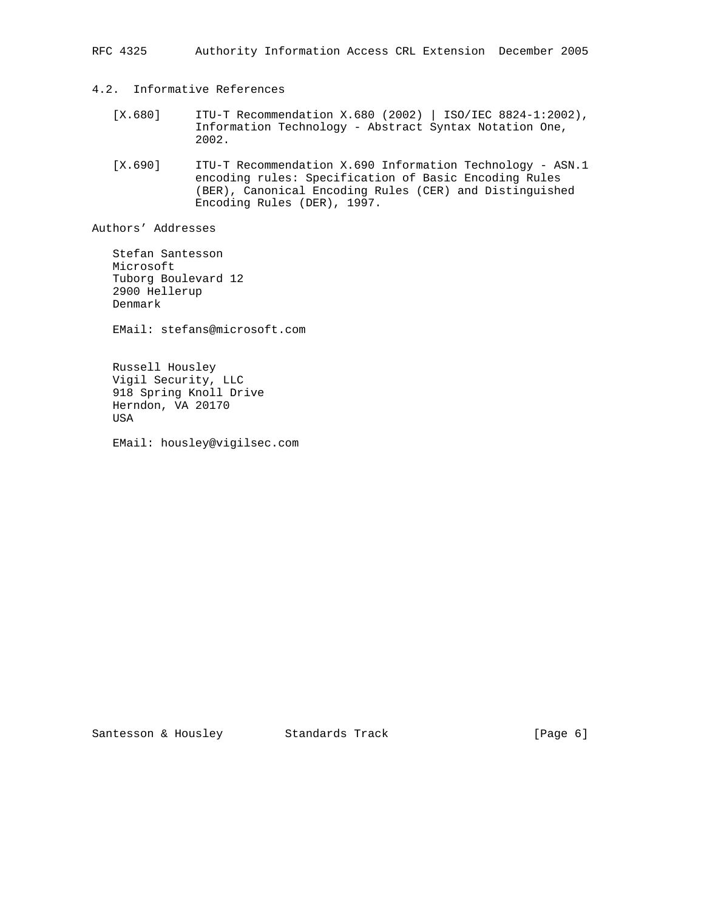### 4.2. Informative References

[X.680] ITU-T Recommendation X.680 (2002) | ISO/IEC 8824-1:2002), Information Technology - Abstract Syntax Notation One, 2002.

[X.690] ITU-T Recommendation X.690 Information Technology - ASN.1 encoding rules: Specification of Basic Encoding Rules (BER), Canonical Encoding Rules (CER) and Distinguished Encoding Rules (DER), 1997.

## Authors' Addresses

Stefan Santesson
Microsoft
Tuborg Boulevard 12
2900 Hellerup
Denmark

EMail: stefans@microsoft.com

Russell Housley
Vigil Security, LLC
918 Spring Knoll Drive
Herndon, VA 20170
USA

EMail: housley@vigilsec.com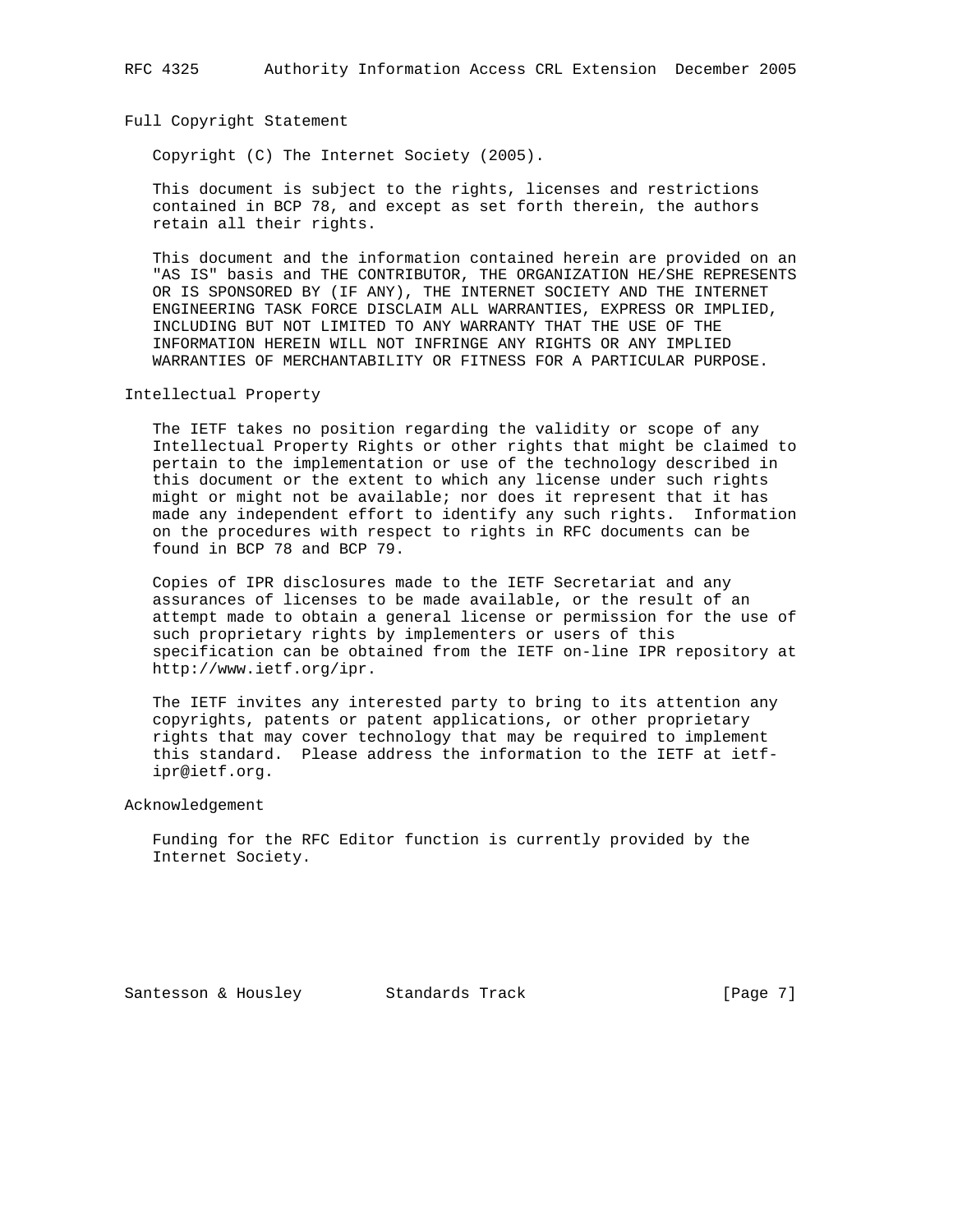## Full Copyright Statement

Copyright (C) The Internet Society (2005).

This document is subject to the rights, licenses and restrictions contained in BCP 78, and except as set forth therein, the authors retain all their rights.

This document and the information contained herein are provided on an "AS IS" basis and THE CONTRIBUTOR, THE ORGANIZATION HE/SHE REPRESENTS OR IS SPONSORED BY (IF ANY), THE INTERNET SOCIETY AND THE INTERNET ENGINEERING TASK FORCE DISCLAIM ALL WARRANTIES, EXPRESS OR IMPLIED, INCLUDING BUT NOT LIMITED TO ANY WARRANTY THAT THE USE OF THE INFORMATION HEREIN WILL NOT INFRINGE ANY RIGHTS OR ANY IMPLIED WARRANTIES OF MERCHANTABILITY OR FITNESS FOR A PARTICULAR PURPOSE.

## Intellectual Property

The IETF takes no position regarding the validity or scope of any Intellectual Property Rights or other rights that might be claimed to pertain to the implementation or use of the technology described in this document or the extent to which any license under such rights might or might not be available; nor does it represent that it has made any independent effort to identify any such rights. Information on the procedures with respect to rights in RFC documents can be found in BCP 78 and BCP 79.

Copies of IPR disclosures made to the IETF Secretariat and any assurances of licenses to be made available, or the result of an attempt made to obtain a general license or permission for the use of such proprietary rights by implementers or users of this specification can be obtained from the IETF on-line IPR repository at http://www.ietf.org/ipr.

The IETF invites any interested party to bring to its attention any copyrights, patents or patent applications, or other proprietary rights that may cover technology that may be required to implement this standard. Please address the information to the IETF at ietf-ipr@ietf.org.

## Acknowledgement

Funding for the RFC Editor function is currently provided by the Internet Society.